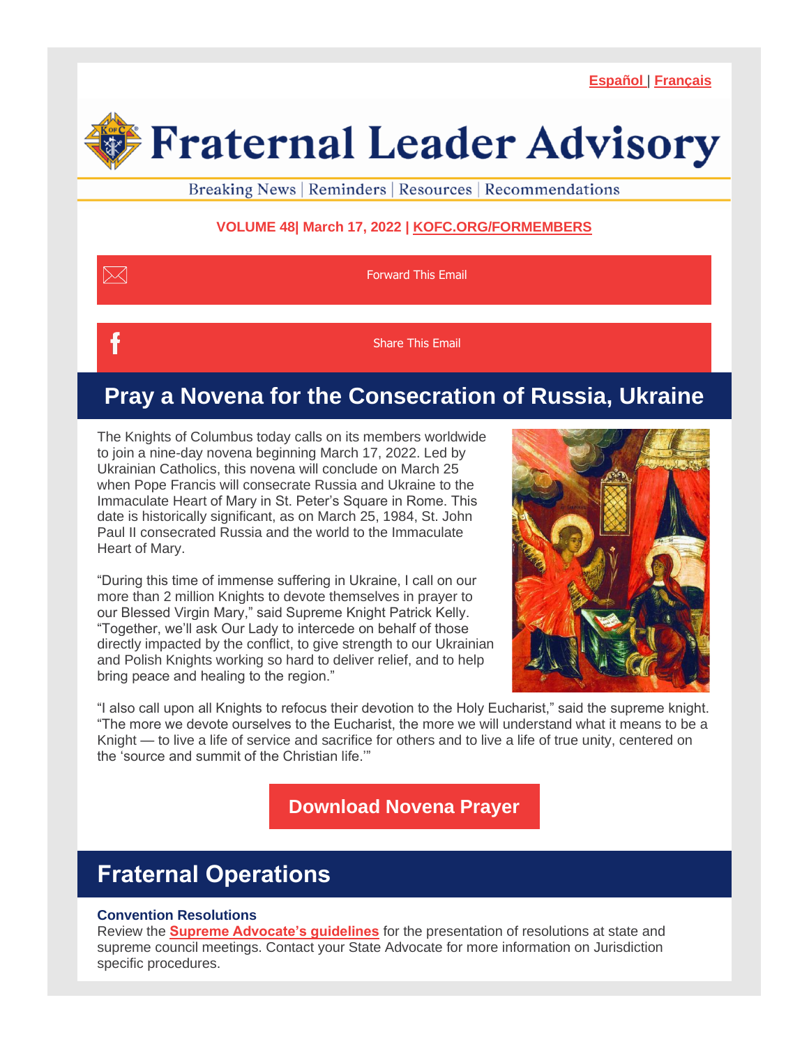Español | Français

# Fraternal Leader Advisory

Breaking News | Reminders | Resources | Recommendations

**VOLUME 48| March 17, 2022 | KOFC.ORG/FORMEMBERS**

Forward This Email

Share This Email

## Pray a Novena for the Consecration of Russia, Ukraine

The Knights of Columbus today calls on its members worldwide to join a nine-day novena beginning March 17, 2022. Led by Ukrainian Catholics, this novena will conclude on March 25 when Pope Francis will consecrate Russia and Ukraine to the Immaculate Heart of Mary in St. Peter's Square in Rome. This date is historically significant, as on March 25, 1984, St. John Paul II consecrated Russia and the world to the Immaculate Heart of Mary.

"During this time of immense suffering in Ukraine, I call on our more than 2 million Knights to devote themselves in prayer to our Blessed Virgin Mary," said Supreme Knight Patrick Kelly. "Together, we'll ask Our Lady to intercede on behalf of those directly impacted by the conflict, to give strength to our Ukrainian and Polish Knights working so hard to deliver relief, and to help bring peace and healing to the region."

"I also call upon all Knights to refocus their devotion to the Holy Eucharist," said the supreme knight. "The more we devote ourselves to the Eucharist, the more we will understand what it means to be a Knight — to live a life of service and sacrifice for others and to live a life of true unity, centered on the 'source and summit of the Christian life.'"

**Download Novena Prayer**

## Fraternal Operations

**Convention Resolutions**
Review the **Supreme Advocate's guidelines** for the presentation of resolutions at state and supreme council meetings. Contact your State Advocate for more information on Jurisdiction specific procedures.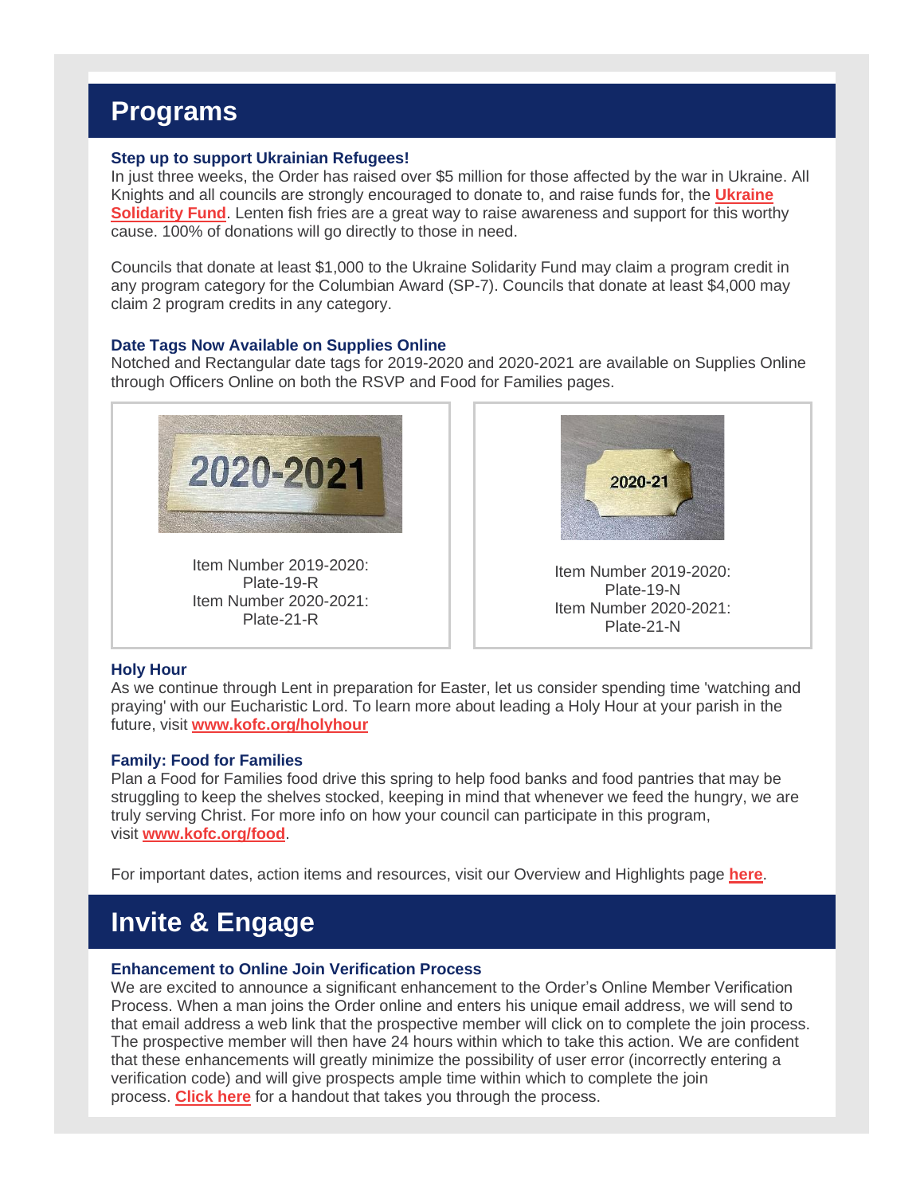## Programs

### Step up to support Ukrainian Refugees!

In just three weeks, the Order has raised over $5 million for those affected by the war in Ukraine. All Knights and all councils are strongly encouraged to donate to, and raise funds for, the **Ukraine Solidarity Fund**. Lenten fish fries are a great way to raise awareness and support for this worthy cause. 100% of donations will go directly to those in need.

Councils that donate at least $1,000 to the Ukraine Solidarity Fund may claim a program credit in any program category for the Columbian Award (SP-7). Councils that donate at least $4,000 may claim 2 program credits in any category.

### Date Tags Now Available on Supplies Online

Notched and Rectangular date tags for 2019-2020 and 2020-2021 are available on Supplies Online through Officers Online on both the RSVP and Food for Families pages.

Item Number 2019-2020: Plate-19-R
Item Number 2020-2021: Plate-21-R

Item Number 2019-2020: Plate-19-N
Item Number 2020-2021: Plate-21-N

### Holy Hour

As we continue through Lent in preparation for Easter, let us consider spending time 'watching and praying' with our Eucharistic Lord. To learn more about leading a Holy Hour at your parish in the future, visit **www.kofc.org/holyhour**

### Family: Food for Families

Plan a Food for Families food drive this spring to help food banks and food pantries that may be struggling to keep the shelves stocked, keeping in mind that whenever we feed the hungry, we are truly serving Christ. For more info on how your council can participate in this program, visit **www.kofc.org/food**.

For important dates, action items and resources, visit our Overview and Highlights page **here**.

## Invite & Engage

### Enhancement to Online Join Verification Process

We are excited to announce a significant enhancement to the Order's Online Member Verification Process. When a man joins the Order online and enters his unique email address, we will send to that email address a web link that the prospective member will click on to complete the join process. The prospective member will then have 24 hours within which to take this action. We are confident that these enhancements will greatly minimize the possibility of user error (incorrectly entering a verification code) and will give prospects ample time within which to complete the join process. **Click here** for a handout that takes you through the process.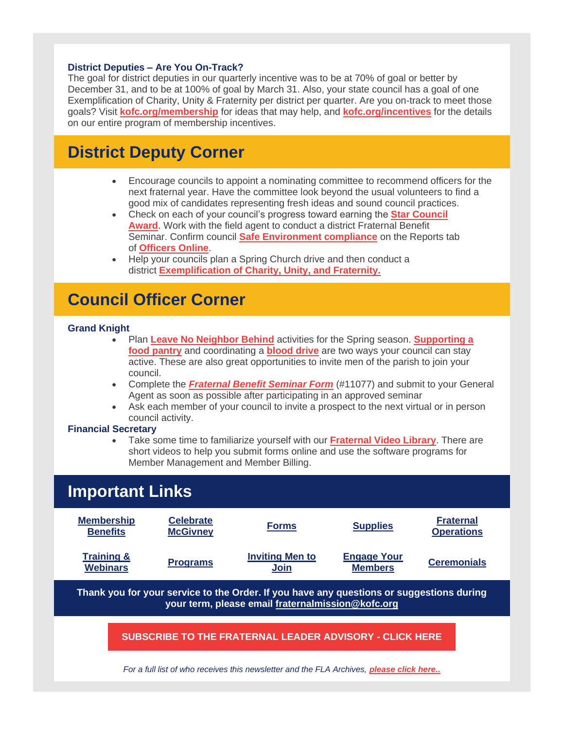### District Deputies – Are You On-Track?

The goal for district deputies in our quarterly incentive was to be at 70% of goal or better by December 31, and to be at 100% of goal by March 31. Also, your state council has a goal of one Exemplification of Charity, Unity & Fraternity per district per quarter. Are you on-track to meet those goals? Visit **kofc.org/membership** for ideas that may help, and **kofc.org/incentives** for the details on our entire program of membership incentives.

## District Deputy Corner

- Encourage councils to appoint a nominating committee to recommend officers for the next fraternal year. Have the committee look beyond the usual volunteers to find a good mix of candidates representing fresh ideas and sound council practices.
- Check on each of your council's progress toward earning the **Star Council Award**. Work with the field agent to conduct a district Fraternal Benefit Seminar. Confirm council **Safe Environment compliance** on the Reports tab of **Officers Online**.
- Help your councils plan a Spring Church drive and then conduct a district **Exemplification of Charity, Unity, and Fraternity.**

## Council Officer Corner

### Grand Knight

- Plan **Leave No Neighbor Behind** activities for the Spring season. **Supporting a food pantry** and coordinating a **blood drive** are two ways your council can stay active. These are also great opportunities to invite men of the parish to join your council.
- Complete the ***Fraternal Benefit Seminar Form*** (#11077) and submit to your General Agent as soon as possible after participating in an approved seminar
- Ask each member of your council to invite a prospect to the next virtual or in person council activity.

### Financial Secretary

- Take some time to familiarize yourself with our **Fraternal Video Library**. There are short videos to help you submit forms online and use the software programs for Member Management and Member Billing.

## Important Links

| Membership Benefits | Celebrate McGivney | Forms | Supplies | Fraternal Operations |
|---|---|---|---|---|
| Training & Webinars | Programs | Inviting Men to Join | Engage Your Members | Ceremonials |

**Thank you for your service to the Order. If you have any questions or suggestions during your term, please email fraternalmission@kofc.org**

**SUBSCRIBE TO THE FRATERNAL LEADER ADVISORY - CLICK HERE**

*For a full list of who receives this newsletter and the FLA Archives, **please click here..***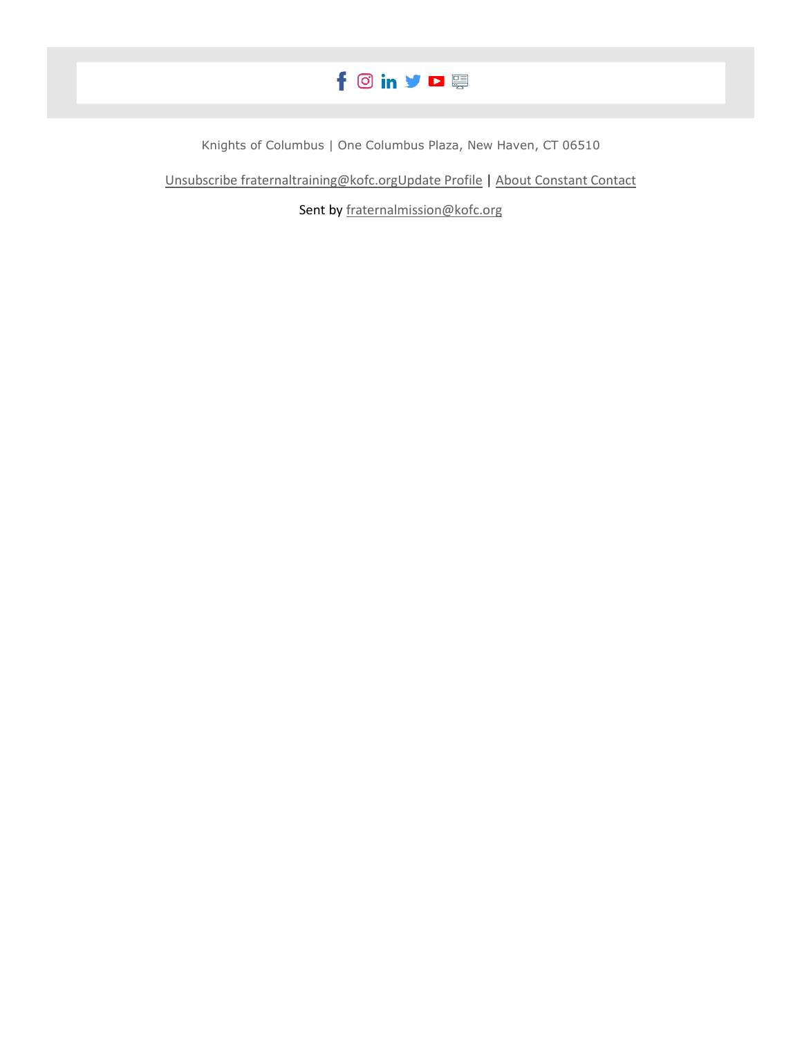Knights of Columbus | One Columbus Plaza, New Haven, CT 06510

Unsubscribe fraternaltraining@kofc.orgUpdate Profile | About Constant Contact

Sent by fraternalmission@kofc.org